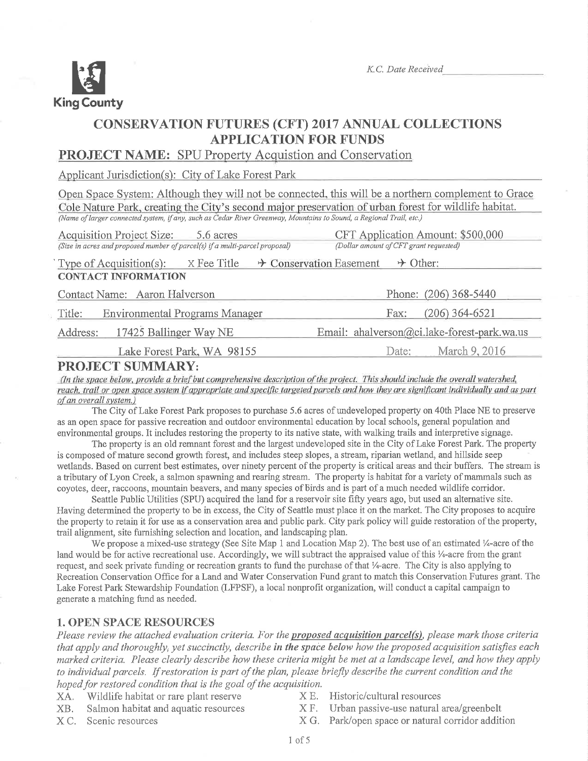King County

K.C. Date Received

# CONSERVATION FUTURES (CFT) 2017 ANNUAL COLLECTIONS APPLICATION FOR FUNDS

## PROJECT NAME: SPU Property Acquistion and Conservation

Applicant Jurisdiction(s): City of Lake Forest Park

Open Space System: Although they will not be connected, this will be a northern complement to Grace Cole Nature Park, creating the City's second major preservation of urban forest for wildlife habitat.
*(Name of larger connected system, if any, such as Cedar River Greenway, Mountains to Sound, a Regional Trail, etc.)*

Acquisition Project Size: 5.6 acres
*(Size in acres and proposed number of parcel(s) if a multi-parcel proposal)*

CFT Application Amount: $500,000
*(Dollar amount of CFT grant requested)*

Type of Acquisition(s): X Fee Title ✈ Conservation Easement ✈ Other:

**CONTACT INFORMATION**

Contact Name: Aaron Halverson

Phone: (206) 368-5440

Title: Environmental Programs Manager

Fax: (206) 364-6521

Address: 17425 Ballinger Way NE
Lake Forest Park, WA 98155

Email: ahalverson@ci.lake-forest-park.wa.us

Date: March 9, 2016

## PROJECT SUMMARY:

*(In the space below, provide a brief but comprehensive description of the project. This should include the overall watershed, reach, trail or open space system if appropriate and specific targeted parcels and how they are significant individually and as part of an overall system.)*

The City of Lake Forest Park proposes to purchase 5.6 acres of undeveloped property on 40th Place NE to preserve as an open space for passive recreation and outdoor environmental education by local schools, general population and environmental groups. It includes restoring the property to its native state, with walking trails and interpretive signage.

The property is an old remnant forest and the largest undeveloped site in the City of Lake Forest Park. The property is composed of mature second growth forest, and includes steep slopes, a stream, riparian wetland, and hillside seep wetlands. Based on current best estimates, over ninety percent of the property is critical areas and their buffers. The stream is a tributary of Lyon Creek, a salmon spawning and rearing stream. The property is habitat for a variety of mammals such as coyotes, deer, raccoons, mountain beavers, and many species of birds and is part of a much needed wildlife corridor.

Seattle Public Utilities (SPU) acquired the land for a reservoir site fifty years ago, but used an alternative site. Having determined the property to be in excess, the City of Seattle must place it on the market. The City proposes to acquire the property to retain it for use as a conservation area and public park. City park policy will guide restoration of the property, trail alignment, site furnishing selection and location, and landscaping plan.

We propose a mixed-use strategy (See Site Map 1 and Location Map 2). The best use of an estimated ¼-acre of the land would be for active recreational use. Accordingly, we will subtract the appraised value of this ¼-acre from the grant request, and seek private funding or recreation grants to fund the purchase of that ¼-acre. The City is also applying to Recreation Conservation Office for a Land and Water Conservation Fund grant to match this Conservation Futures grant. The Lake Forest Park Stewardship Foundation (LFPSF), a local nonprofit organization, will conduct a capital campaign to generate a matching fund as needed.

## 1. OPEN SPACE RESOURCES

*Please review the attached evaluation criteria. For the **proposed acquisition parcel(s)**, please mark those criteria that apply and thoroughly, yet succinctly, describe **in the space below** how the proposed acquisition satisfies each marked criteria. Please clearly describe how these criteria might be met at a landscape level, and how they apply to individual parcels. If restoration is part of the plan, please briefly describe the current condition and the hoped for restored condition that is the goal of the acquisition.*

XA. Wildlife habitat or rare plant reserve
XB. Salmon habitat and aquatic resources
X C. Scenic resources
X E. Historic/cultural resources
X F. Urban passive-use natural area/greenbelt
X G. Park/open space or natural corridor addition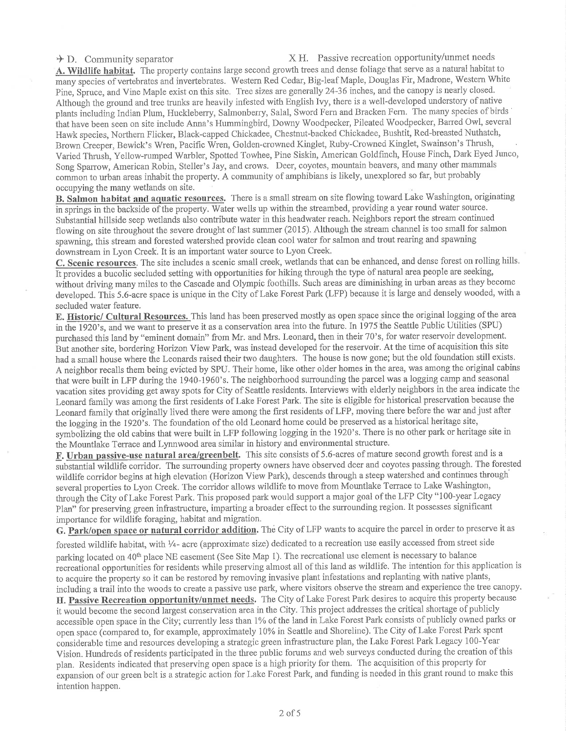✈ D. Community separator X H. Passive recreation opportunity/unmet needs

**A. Wildlife habitat.** The property contains large second growth trees and dense foliage that serve as a natural habitat to many species of vertebrates and invertebrates. Western Red Cedar, Big-leaf Maple, Douglas Fir, Madrone, Western White Pine, Spruce, and Vine Maple exist on this site. Tree sizes are generally 24-36 inches, and the canopy is nearly closed. Although the ground and tree trunks are heavily infested with English Ivy, there is a well-developed understory of native plants including Indian Plum, Huckleberry, Salmonberry, Salal, Sword Fern and Bracken Fern. The many species of birds that have been seen on site include Anna's Hummingbird, Downy Woodpecker, Pileated Woodpecker, Barred Owl, several Hawk species, Northern Flicker, Black-capped Chickadee, Chestnut-backed Chickadee, Bushtit, Red-breasted Nuthatch, Brown Creeper, Bewick's Wren, Pacific Wren, Golden-crowned Kinglet, Ruby-Crowned Kinglet, Swainson's Thrush, Varied Thrush, Yellow-rumped Warbler, Spotted Towhee, Pine Siskin, American Goldfinch, House Finch, Dark Eyed Junco, Song Sparrow, American Robin, Steller's Jay, and crows. Deer, coyotes, mountain beavers, and many other mammals common to urban areas inhabit the property. A community of amphibians is likely, unexplored so far, but probably occupying the many wetlands on site.

**B. Salmon habitat and aquatic resources.** There is a small stream on site flowing toward Lake Washington, originating in springs in the backside of the property. Water wells up within the streambed, providing a year round water source. Substantial hillside seep wetlands also contribute water in this headwater reach. Neighbors report the stream continued flowing on site throughout the severe drought of last summer (2015). Although the stream channel is too small for salmon spawning, this stream and forested watershed provide clean cool water for salmon and trout rearing and spawning downstream in Lyon Creek. It is an important water source to Lyon Creek.

**C. Scenic resources.** The site includes a scenic small creek, wetlands that can be enhanced, and dense forest on rolling hills. It provides a bucolic secluded setting with opportunities for hiking through the type of natural area people are seeking, without driving many miles to the Cascade and Olympic foothills. Such areas are diminishing in urban areas as they become developed. This 5.6-acre space is unique in the City of Lake Forest Park (LFP) because it is large and densely wooded, with a secluded water feature.

**E. Historic/ Cultural Resources.** This land has been preserved mostly as open space since the original logging of the area in the 1920's, and we want to preserve it as a conservation area into the future. In 1975 the Seattle Public Utilities (SPU) purchased this land by "eminent domain" from Mr. and Mrs. Leonard, then in their 70's, for water reservoir development. But another site, bordering Horizon View Park, was instead developed for the reservoir. At the time of acquisition this site had a small house where the Leonards raised their two daughters. The house is now gone; but the old foundation still exists. A neighbor recalls them being evicted by SPU. Their home, like other older homes in the area, was among the original cabins that were built in LFP during the 1940-1960's. The neighborhood surrounding the parcel was a logging camp and seasonal vacation sites providing get away spots for City of Seattle residents. Interviews with elderly neighbors in the area indicate the Leonard family was among the first residents of Lake Forest Park. The site is eligible for historical preservation because the Leonard family that originally lived there were among the first residents of LFP, moving there before the war and just after the logging in the 1920's. The foundation of the old Leonard home could be preserved as a historical heritage site, symbolizing the old cabins that were built in LFP following logging in the 1920's. There is no other park or heritage site in the Mountlake Terrace and Lynnwood area similar in history and environmental structure.

**F. Urban passive-use natural area/greenbelt.** This site consists of 5.6-acres of mature second growth forest and is a substantial wildlife corridor. The surrounding property owners have observed deer and coyotes passing through. The forested wildlife corridor begins at high elevation (Horizon View Park), descends through a steep watershed and continues through several properties to Lyon Creek. The corridor allows wildlife to move from Mountlake Terrace to Lake Washington, through the City of Lake Forest Park. This proposed park would support a major goal of the LFP City "100-year Legacy Plan" for preserving green infrastructure, imparting a broader effect to the surrounding region. It possesses significant importance for wildlife foraging, habitat and migration.

**G. Park/open space or natural corridor addition.** The City of LFP wants to acquire the parcel in order to preserve it as forested wildlife habitat, with ¼- acre (approximate size) dedicated to a recreation use easily accessed from street side parking located on 40th place NE easement (See Site Map 1). The recreational use element is necessary to balance recreational opportunities for residents while preserving almost all of this land as wildlife. The intention for this application is to acquire the property so it can be restored by removing invasive plant infestations and replanting with native plants, including a trail into the woods to create a passive use park, where visitors observe the stream and experience the tree canopy.

**H. Passive Recreation opportunity/unmet needs.** The City of Lake Forest Park desires to acquire this property because it would become the second largest conservation area in the City. This project addresses the critical shortage of publicly accessible open space in the City; currently less than 1% of the land in Lake Forest Park consists of publicly owned parks or open space (compared to, for example, approximately 10% in Seattle and Shoreline). The City of Lake Forest Park spent considerable time and resources developing a strategic green infrastructure plan, the Lake Forest Park Legacy 100-Year Vision. Hundreds of residents participated in the three public forums and web surveys conducted during the creation of this plan. Residents indicated that preserving open space is a high priority for them. The acquisition of this property for expansion of our green belt is a strategic action for Lake Forest Park, and funding is needed in this grant round to make this intention happen.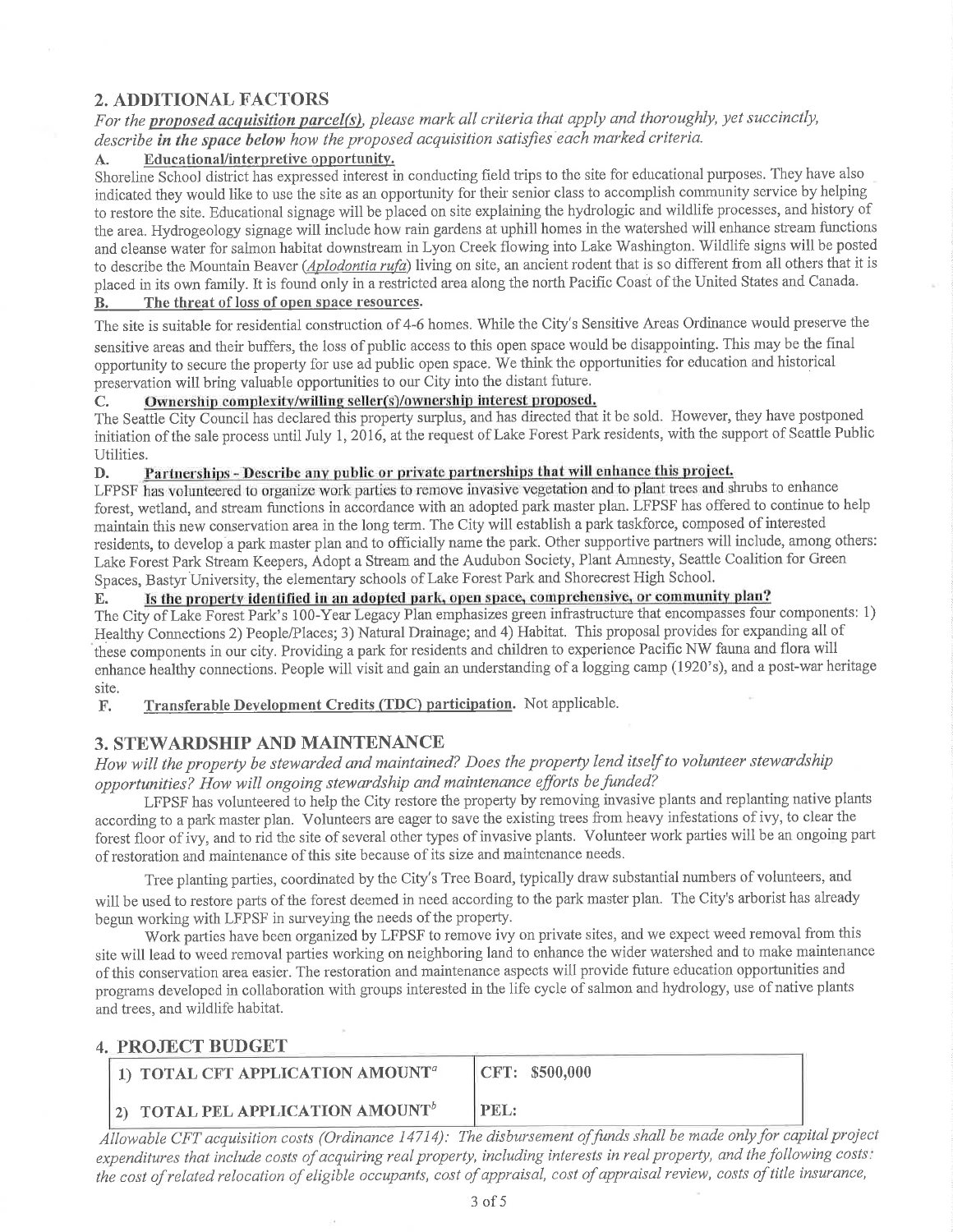## 2. ADDITIONAL FACTORS

*For the* ***proposed acquisition parcel(s)****, please mark all criteria that apply and thoroughly, yet succinctly, describe* ***in the space below*** *how the proposed acquisition satisfies each marked criteria.*

**A. Educational/interpretive opportunity.**

Shoreline School district has expressed interest in conducting field trips to the site for educational purposes. They have also indicated they would like to use the site as an opportunity for their senior class to accomplish community service by helping to restore the site. Educational signage will be placed on site explaining the hydrologic and wildlife processes, and history of the area. Hydrogeology signage will include how rain gardens at uphill homes in the watershed will enhance stream functions and cleanse water for salmon habitat downstream in Lyon Creek flowing into Lake Washington. Wildlife signs will be posted to describe the Mountain Beaver (*Aplodontia rufa*) living on site, an ancient rodent that is so different from all others that it is placed in its own family. It is found only in a restricted area along the north Pacific Coast of the United States and Canada.

**B. The threat of loss of open space resources.**

The site is suitable for residential construction of 4-6 homes. While the City's Sensitive Areas Ordinance would preserve the sensitive areas and their buffers, the loss of public access to this open space would be disappointing. This may be the final opportunity to secure the property for use ad public open space. We think the opportunities for education and historical preservation will bring valuable opportunities to our City into the distant future.

**C. Ownership complexity/willing seller(s)/ownership interest proposed.**

The Seattle City Council has declared this property surplus, and has directed that it be sold. However, they have postponed initiation of the sale process until July 1, 2016, at the request of Lake Forest Park residents, with the support of Seattle Public Utilities.

**D. Partnerships - Describe any public or private partnerships that will enhance this project.**

LFPSF has volunteered to organize work parties to remove invasive vegetation and to plant trees and shrubs to enhance forest, wetland, and stream functions in accordance with an adopted park master plan. LFPSF has offered to continue to help maintain this new conservation area in the long term. The City will establish a park taskforce, composed of interested residents, to develop a park master plan and to officially name the park. Other supportive partners will include, among others: Lake Forest Park Stream Keepers, Adopt a Stream and the Audubon Society, Plant Amnesty, Seattle Coalition for Green Spaces, Bastyr University, the elementary schools of Lake Forest Park and Shorecrest High School.

**E. Is the property identified in an adopted park, open space, comprehensive, or community plan?**

The City of Lake Forest Park's 100-Year Legacy Plan emphasizes green infrastructure that encompasses four components: 1) Healthy Connections 2) People/Places; 3) Natural Drainage; and 4) Habitat. This proposal provides for expanding all of these components in our city. Providing a park for residents and children to experience Pacific NW fauna and flora will enhance healthy connections. People will visit and gain an understanding of a logging camp (1920's), and a post-war heritage site.

**F. Transferable Development Credits (TDC) participation.** Not applicable.

## 3. STEWARDSHIP AND MAINTENANCE

*How will the property be stewarded and maintained? Does the property lend itself to volunteer stewardship opportunities? How will ongoing stewardship and maintenance efforts be funded?*

LFPSF has volunteered to help the City restore the property by removing invasive plants and replanting native plants according to a park master plan. Volunteers are eager to save the existing trees from heavy infestations of ivy, to clear the forest floor of ivy, and to rid the site of several other types of invasive plants. Volunteer work parties will be an ongoing part of restoration and maintenance of this site because of its size and maintenance needs.

Tree planting parties, coordinated by the City's Tree Board, typically draw substantial numbers of volunteers, and will be used to restore parts of the forest deemed in need according to the park master plan. The City's arborist has already begun working with LFPSF in surveying the needs of the property.

Work parties have been organized by LFPSF to remove ivy on private sites, and we expect weed removal from this site will lead to weed removal parties working on neighboring land to enhance the wider watershed and to make maintenance of this conservation area easier. The restoration and maintenance aspects will provide future education opportunities and programs developed in collaboration with groups interested in the life cycle of salmon and hydrology, use of native plants and trees, and wildlife habitat.

## 4. PROJECT BUDGET

| | |
|---|---|
| 1) TOTAL CFT APPLICATION AMOUNT[a] | CFT: $500,000 |
| 2) TOTAL PEL APPLICATION AMOUNT[b] | PEL: |

*Allowable CFT acquisition costs (Ordinance 14714): The disbursement of funds shall be made only for capital project expenditures that include costs of acquiring real property, including interests in real property, and the following costs: the cost of related relocation of eligible occupants, cost of appraisal, cost of appraisal review, costs of title insurance,*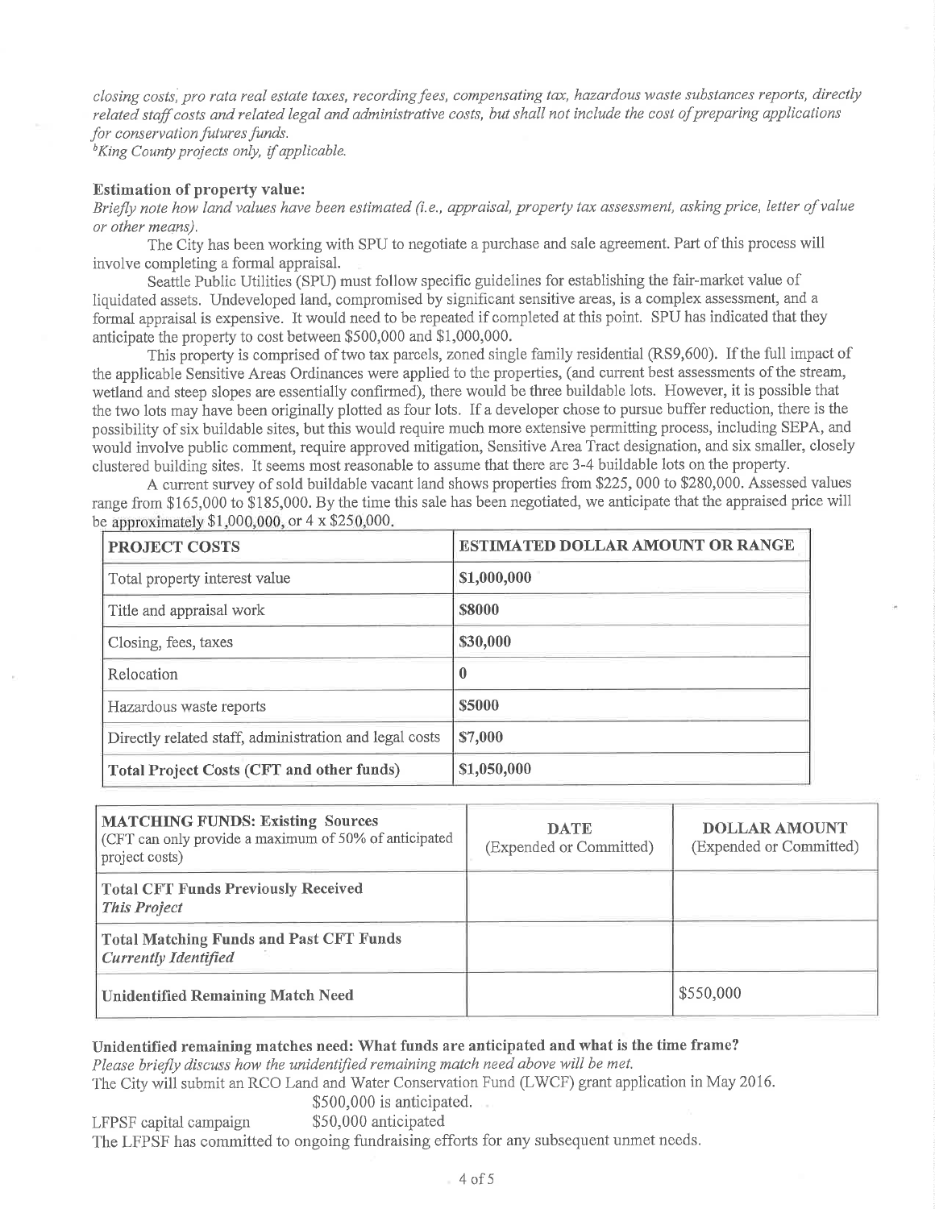*closing costs, pro rata real estate taxes, recording fees, compensating tax, hazardous waste substances reports, directly related staff costs and related legal and administrative costs, but shall not include the cost of preparing applications for conservation futures funds.*

[b]*King County projects only, if applicable.*

**Estimation of property value:**

*Briefly note how land values have been estimated (i.e., appraisal, property tax assessment, asking price, letter of value or other means).*

The City has been working with SPU to negotiate a purchase and sale agreement. Part of this process will involve completing a formal appraisal.

Seattle Public Utilities (SPU) must follow specific guidelines for establishing the fair-market value of liquidated assets. Undeveloped land, compromised by significant sensitive areas, is a complex assessment, and a formal appraisal is expensive. It would need to be repeated if completed at this point. SPU has indicated that they anticipate the property to cost between $500,000 and $1,000,000.

This property is comprised of two tax parcels, zoned single family residential (RS9,600). If the full impact of the applicable Sensitive Areas Ordinances were applied to the properties, (and current best assessments of the stream, wetland and steep slopes are essentially confirmed), there would be three buildable lots. However, it is possible that the two lots may have been originally plotted as four lots. If a developer chose to pursue buffer reduction, there is the possibility of six buildable sites, but this would require much more extensive permitting process, including SEPA, and would involve public comment, require approved mitigation, Sensitive Area Tract designation, and six smaller, closely clustered building sites. It seems most reasonable to assume that there are 3-4 buildable lots on the property.

A current survey of sold buildable vacant land shows properties from $225, 000 to $280,000. Assessed values range from $165,000 to $185,000. By the time this sale has been negotiated, we anticipate that the appraised price will be approximately $1,000,000, or 4 x $250,000.

| PROJECT COSTS | ESTIMATED DOLLAR AMOUNT OR RANGE |
|---|---|
| Total property interest value | $1,000,000 |
| Title and appraisal work | $8000 |
| Closing, fees, taxes | $30,000 |
| Relocation | 0 |
| Hazardous waste reports | $5000 |
| Directly related staff, administration and legal costs | $7,000 |
| **Total Project Costs (CFT and other funds)** | $1,050,000 |

| **MATCHING FUNDS: Existing Sources** (CFT can only provide a maximum of 50% of anticipated project costs) | **DATE** (Expended or Committed) | **DOLLAR AMOUNT** (Expended or Committed) |
|---|---|---|
| **Total CFT Funds Previously Received** ***This Project*** | | |
| **Total Matching Funds and Past CFT Funds** ***Currently Identified*** | | |
| **Unidentified Remaining Match Need** | | $550,000 |

**Unidentified remaining matches need: What funds are anticipated and what is the time frame?**

*Please briefly discuss how the unidentified remaining match need above will be met.*

The City will submit an RCO Land and Water Conservation Fund (LWCF) grant application in May 2016.
$500,000 is anticipated.

LFPSF capital campaign $50,000 anticipated

The LFPSF has committed to ongoing fundraising efforts for any subsequent unmet needs.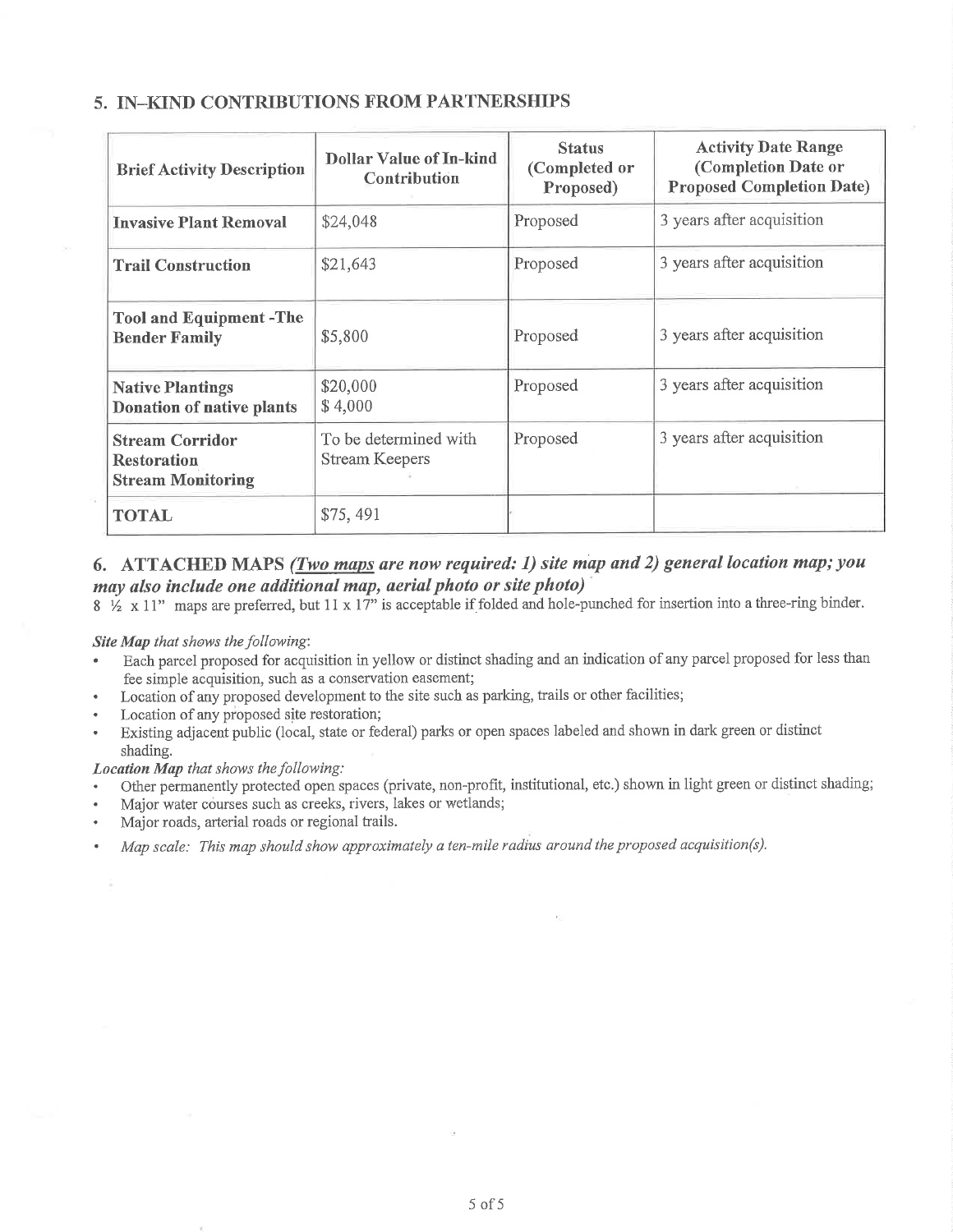## 5. IN–KIND CONTRIBUTIONS FROM PARTNERSHIPS

| Brief Activity Description | Dollar Value of In-kind Contribution | Status (Completed or Proposed) | Activity Date Range (Completion Date or Proposed Completion Date) |
|---|---|---|---|
| **Invasive Plant Removal** | $24,048 | Proposed | 3 years after acquisition |
| **Trail Construction** | $21,643 | Proposed | 3 years after acquisition |
| **Tool and Equipment -The Bender Family** | $5,800 | Proposed | 3 years after acquisition |
| **Native Plantings**<br>**Donation of native plants** | $20,000<br>$ 4,000 | Proposed | 3 years after acquisition |
| **Stream Corridor Restoration**<br>**Stream Monitoring** | To be determined with Stream Keepers | Proposed | 3 years after acquisition |
| **TOTAL** | $75, 491 | | |

## 6. ATTACHED MAPS *(Two maps are now required: 1) site map and 2) general location map; you may also include one additional map, aerial photo or site photo)*

8 ½ x 11" maps are preferred, but 11 x 17" is acceptable if folded and hole-punched for insertion into a three-ring binder.

***Site Map** that shows the following*:

- Each parcel proposed for acquisition in yellow or distinct shading and an indication of any parcel proposed for less than fee simple acquisition, such as a conservation easement;
- Location of any proposed development to the site such as parking, trails or other facilities;
- Location of any proposed site restoration;
- Existing adjacent public (local, state or federal) parks or open spaces labeled and shown in dark green or distinct shading.

***Location Map** that shows the following:*

- Other permanently protected open spaces (private, non-profit, institutional, etc.) shown in light green or distinct shading;
- Major water courses such as creeks, rivers, lakes or wetlands;
- Major roads, arterial roads or regional trails.
- *Map scale: This map should show approximately a ten-mile radius around the proposed acquisition(s).*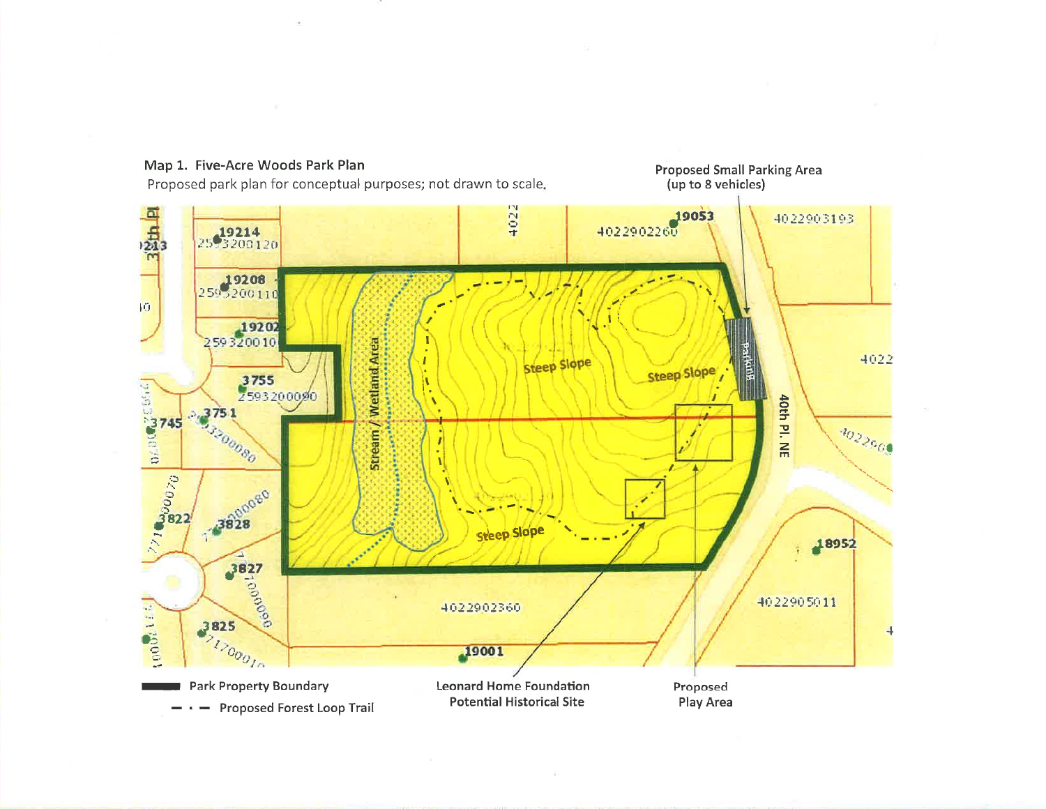Map 1. Five-Acre Woods Park Plan

Proposed park plan for conceptual purposes; not drawn to scale.

Proposed Small Parking Area
(up to 8 vehicles)

Stream / Wetland Area

Steep Slope

Steep Slope

Steep Slope

Parking

40th Pl. NE

Park Property Boundary

Proposed Forest Loop Trail

Leonard Home Foundation
Potential Historical Site

Proposed
Play Area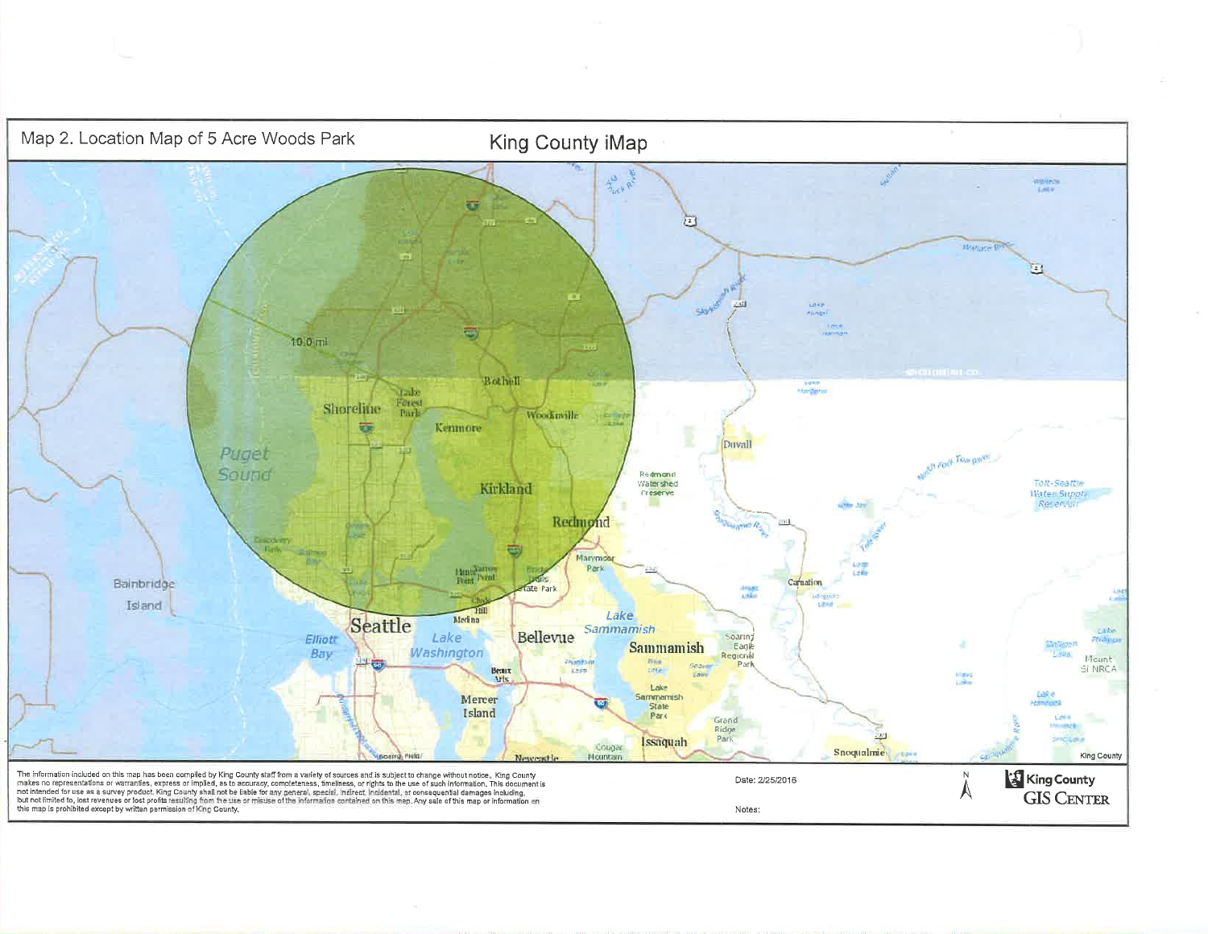Map 2. Location Map of 5 Acre Woods Park

King County iMap

10.0 mi

Puget Sound

Shoreline

Lake Forest Park

Bothell

Kenmore

Woodinville

Kirkland

Redmond

Bainbridge Island

Seattle

Elliott Bay

Lake Washington

Bellevue

Lake Sammamish

Sammamish

Mercer Island

Issaquah

Duvall

Carnation

Snoqualmie

Redmond Watershed Preserve

Marymoor Park

Medina

Clyde Hill

Discovery Park

Soaring Eagle Regional Park

Lake Sammamish State Park

Grand Ridge Park

Cougar Mountain

Newcastle

Beaux Arts

Tolt-Seattle Water Supply Reservoir

Mount Si NRCA

King County

The information included on this map has been compiled by King County staff from a variety of sources and is subject to change without notice. King County makes no representations or warranties, express or implied, as to accuracy, completeness, timeliness, or rights to the use of such information. This document is not intended for use as a survey product. King County shall not be liable for any general, special, indirect, incidental, or consequential damages including, but not limited to, lost revenues or lost profits resulting from the use or misuse of the information contained on this map. Any sale of this map or information on this map is prohibited except by written permission of King County.

Date: 2/25/2016

Notes:

N

King County GIS Center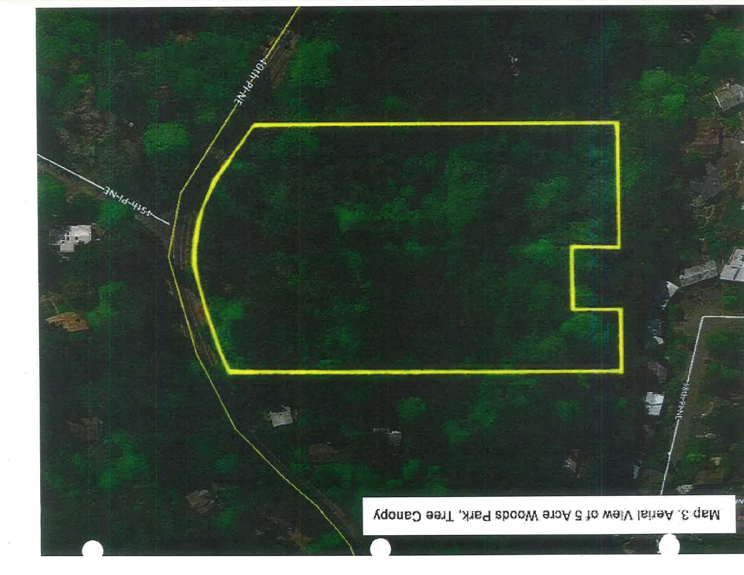Map 3. Aerial View of 5 Acre Woods Park, Tree Canopy